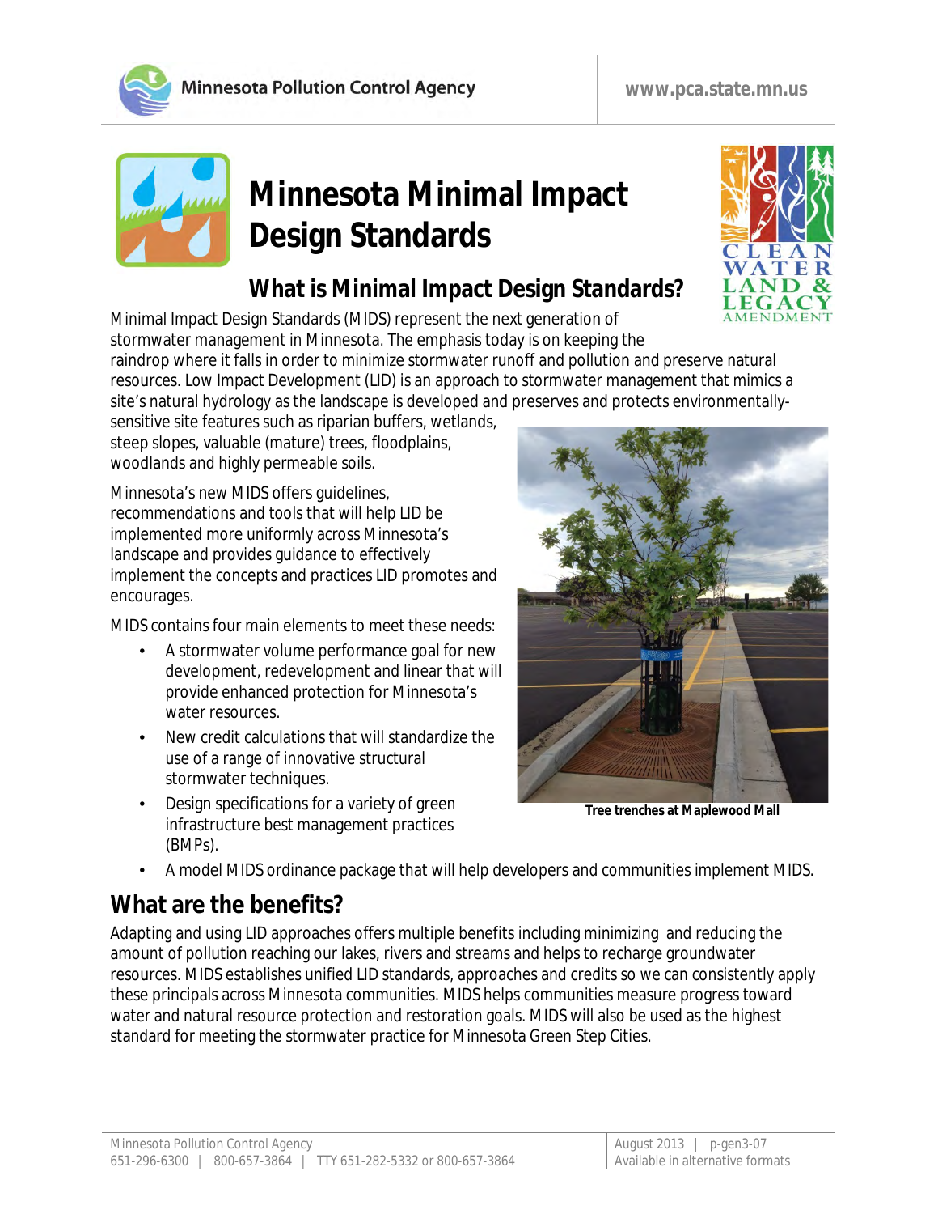# Minnesota Minimal Impact Design Standards

## What is Minimal Impact Design Standards?

Minimal Impact Design Standards (MIDS) represent the next generation of stormwater management in Minnesota. The emphasis today is on keeping the raindrop where it falls in order to minimize stormwater runoff and pollution and preserve natural resources. Low Impact Development (LID) is an approach to stormwater management that mimics a site's natural hydrology as the landscape is developed and preserves and protects environmentally-sensitive site features such as riparian buffers, wetlands, steep slopes, valuable (mature) trees, floodplains, woodlands and highly permeable soils.

Minnesota's new MIDS offers guidelines, recommendations and tools that will help LID be implemented more uniformly across Minnesota's landscape and provides guidance to effectively implement the concepts and practices LID promotes and encourages.

MIDS contains four main elements to meet these needs:

- A stormwater volume performance goal for new development, redevelopment and linear that will provide enhanced protection for Minnesota's water resources.
- New credit calculations that will standardize the use of a range of innovative structural stormwater techniques.
- Design specifications for a variety of green infrastructure best management practices (BMPs).
- A model MIDS ordinance package that will help developers and communities implement MIDS.

**Tree trenches at Maplewood Mall**

## What are the benefits?

Adapting and using LID approaches offers multiple benefits including minimizing and reducing the amount of pollution reaching our lakes, rivers and streams and helps to recharge groundwater resources. MIDS establishes unified LID standards, approaches and credits so we can consistently apply these principals across Minnesota communities. MIDS helps communities measure progress toward water and natural resource protection and restoration goals. MIDS will also be used as the highest standard for meeting the stormwater practice for Minnesota Green Step Cities.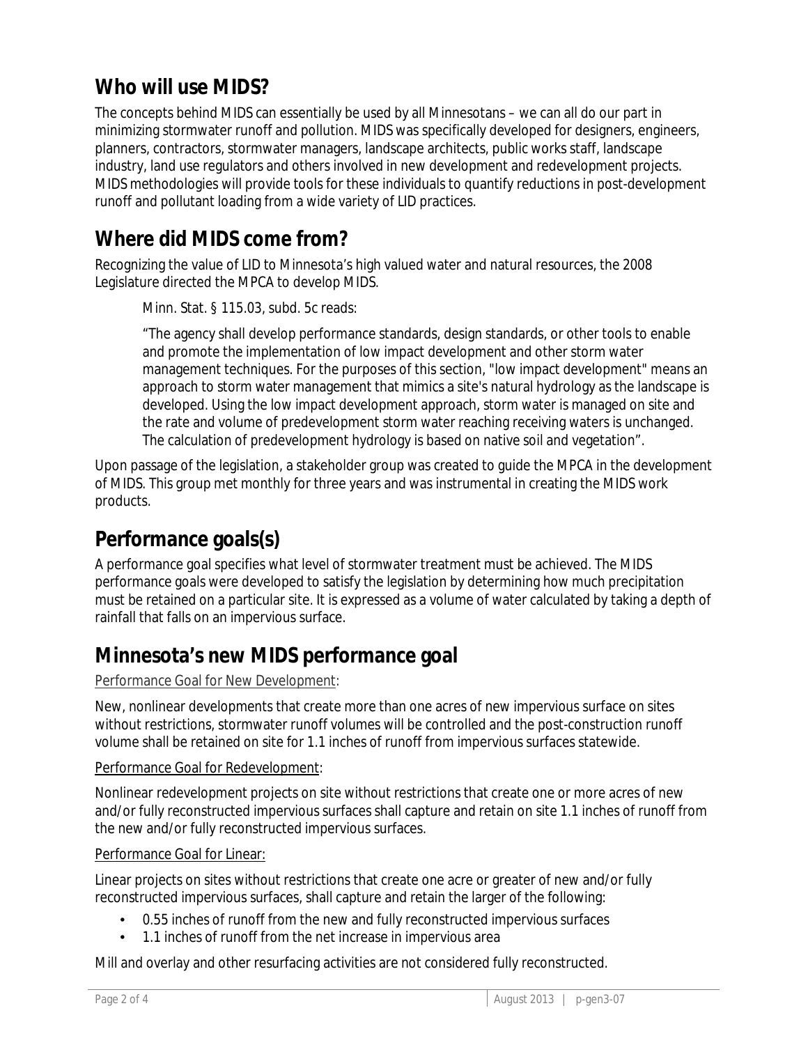## Who will use MIDS?

The concepts behind MIDS can essentially be used by all Minnesotans – we can all do our part in minimizing stormwater runoff and pollution. MIDS was specifically developed for designers, engineers, planners, contractors, stormwater managers, landscape architects, public works staff, landscape industry, land use regulators and others involved in new development and redevelopment projects. MIDS methodologies will provide tools for these individuals to quantify reductions in post-development runoff and pollutant loading from a wide variety of LID practices.

## Where did MIDS come from?

Recognizing the value of LID to Minnesota's high valued water and natural resources, the 2008 Legislature directed the MPCA to develop MIDS.

> Minn. Stat. § 115.03, subd. 5c reads:
>
> "The agency shall develop performance standards, design standards, or other tools to enable and promote the implementation of low impact development and other storm water management techniques. For the purposes of this section, "low impact development" means an approach to storm water management that mimics a site's natural hydrology as the landscape is developed. Using the low impact development approach, storm water is managed on site and the rate and volume of predevelopment storm water reaching receiving waters is unchanged. The calculation of predevelopment hydrology is based on native soil and vegetation".

Upon passage of the legislation, a stakeholder group was created to guide the MPCA in the development of MIDS. This group met monthly for three years and was instrumental in creating the MIDS work products.

## Performance goals(s)

A performance goal specifies what level of stormwater treatment must be achieved. The MIDS performance goals were developed to satisfy the legislation by determining how much precipitation must be retained on a particular site. It is expressed as a volume of water calculated by taking a depth of rainfall that falls on an impervious surface.

## Minnesota's new MIDS performance goal

Performance Goal for New Development:

New, nonlinear developments that create more than one acres of new impervious surface on sites without restrictions, stormwater runoff volumes will be controlled and the post-construction runoff volume shall be retained on site for 1.1 inches of runoff from impervious surfaces statewide.

Performance Goal for Redevelopment:

Nonlinear redevelopment projects on site without restrictions that create one or more acres of new and/or fully reconstructed impervious surfaces shall capture and retain on site 1.1 inches of runoff from the new and/or fully reconstructed impervious surfaces.

Performance Goal for Linear:

Linear projects on sites without restrictions that create one acre or greater of new and/or fully reconstructed impervious surfaces, shall capture and retain the larger of the following:

- 0.55 inches of runoff from the new and fully reconstructed impervious surfaces
- 1.1 inches of runoff from the net increase in impervious area

Mill and overlay and other resurfacing activities are not considered fully reconstructed.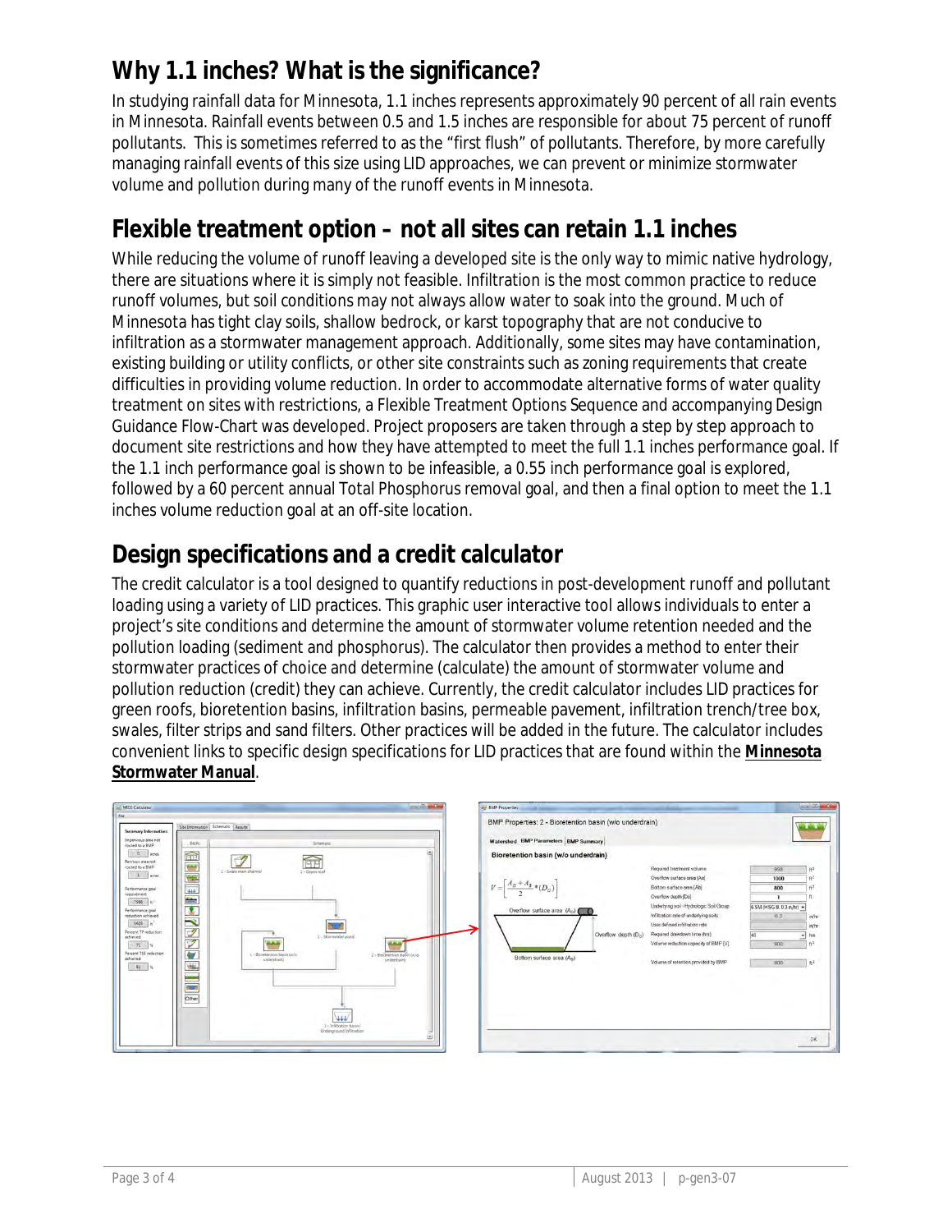## Why 1.1 inches? What is the significance?

In studying rainfall data for Minnesota, 1.1 inches represents approximately 90 percent of all rain events in Minnesota. Rainfall events between 0.5 and 1.5 inches are responsible for about 75 percent of runoff pollutants. This is sometimes referred to as the "first flush" of pollutants. Therefore, by more carefully managing rainfall events of this size using LID approaches, we can prevent or minimize stormwater volume and pollution during many of the runoff events in Minnesota.

## Flexible treatment option – not all sites can retain 1.1 inches

While reducing the volume of runoff leaving a developed site is the only way to mimic native hydrology, there are situations where it is simply not feasible. Infiltration is the most common practice to reduce runoff volumes, but soil conditions may not always allow water to soak into the ground. Much of Minnesota has tight clay soils, shallow bedrock, or karst topography that are not conducive to infiltration as a stormwater management approach. Additionally, some sites may have contamination, existing building or utility conflicts, or other site constraints such as zoning requirements that create difficulties in providing volume reduction. In order to accommodate alternative forms of water quality treatment on sites with restrictions, a Flexible Treatment Options Sequence and accompanying Design Guidance Flow-Chart was developed. Project proposers are taken through a step by step approach to document site restrictions and how they have attempted to meet the full 1.1 inches performance goal. If the 1.1 inch performance goal is shown to be infeasible, a 0.55 inch performance goal is explored, followed by a 60 percent annual Total Phosphorus removal goal, and then a final option to meet the 1.1 inches volume reduction goal at an off-site location.

## Design specifications and a credit calculator

The credit calculator is a tool designed to quantify reductions in post-development runoff and pollutant loading using a variety of LID practices. This graphic user interactive tool allows individuals to enter a project's site conditions and determine the amount of stormwater volume retention needed and the pollution loading (sediment and phosphorus). The calculator then provides a method to enter their stormwater practices of choice and determine (calculate) the amount of stormwater volume and pollution reduction (credit) they can achieve. Currently, the credit calculator includes LID practices for green roofs, bioretention basins, infiltration basins, permeable pavement, infiltration trench/tree box, swales, filter strips and sand filters. Other practices will be added in the future. The calculator includes convenient links to specific design specifications for LID practices that are found within the **Minnesota Stormwater Manual**.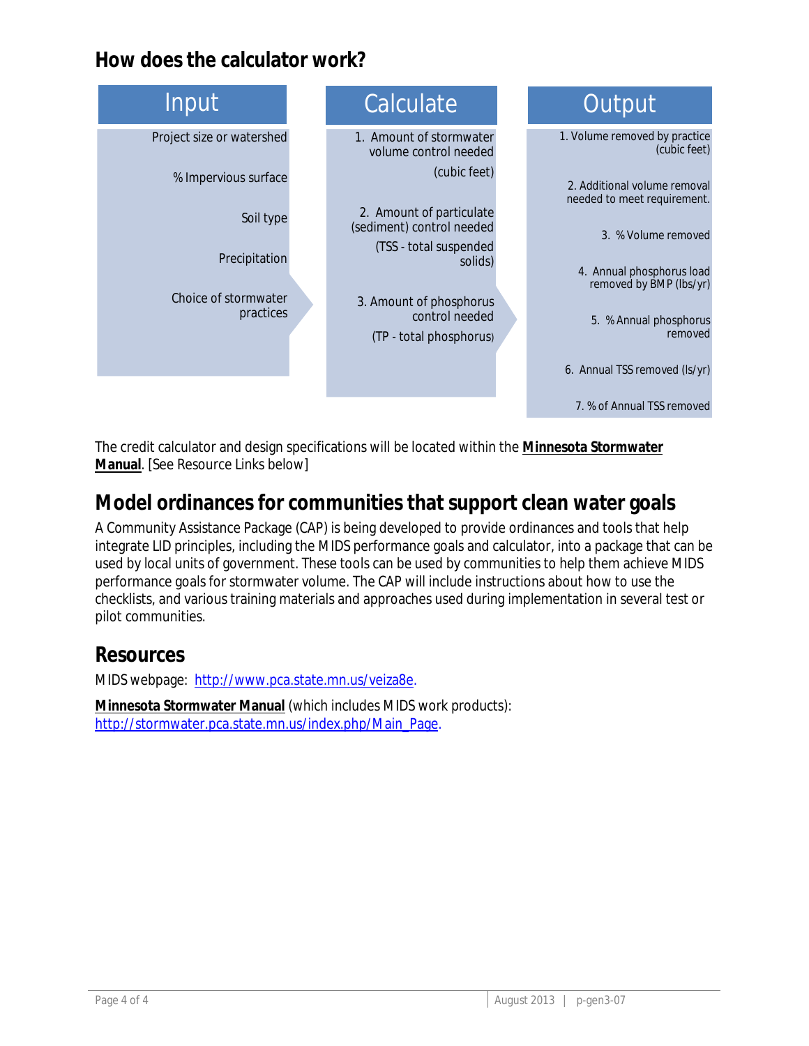## How does the calculator work?

Input

Project size or watershed

% Impervious surface

Soil type

Precipitation

Choice of stormwater practices

Calculate

1. Amount of stormwater volume control needed (cubic feet)

2. Amount of particulate (sediment) control needed (TSS - total suspended solids)

3. Amount of phosphorus control needed (TP - total phosphorus)

Output

1. Volume removed by practice (cubic feet)

2. Additional volume removal needed to meet requirement.

3. % Volume removed

4. Annual phosphorus load removed by BMP (lbs/yr)

5. % Annual phosphorus removed

6. Annual TSS removed (ls/yr)

7. % of Annual TSS removed

The credit calculator and design specifications will be located within the **Minnesota Stormwater Manual**. [See Resource Links below]

## Model ordinances for communities that support clean water goals

A Community Assistance Package (CAP) is being developed to provide ordinances and tools that help integrate LID principles, including the MIDS performance goals and calculator, into a package that can be used by local units of government. These tools can be used by communities to help them achieve MIDS performance goals for stormwater volume. The CAP will include instructions about how to use the checklists, and various training materials and approaches used during implementation in several test or pilot communities.

## Resources

MIDS webpage: http://www.pca.state.mn.us/veiza8e.

**Minnesota Stormwater Manual** (which includes MIDS work products): http://stormwater.pca.state.mn.us/index.php/Main_Page.